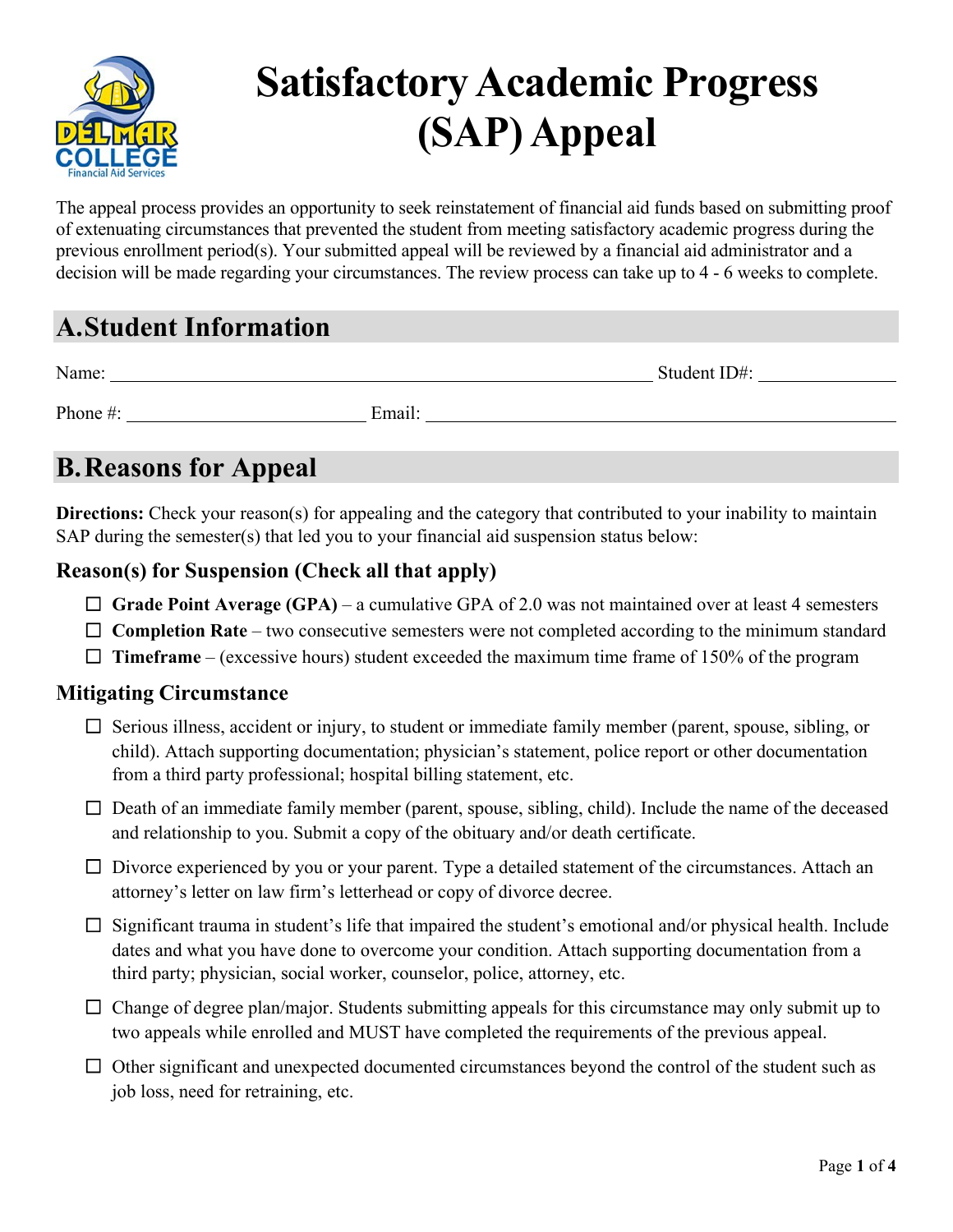# Satisfactory Academic Progress (SAP) Appeal

The appeal process provides an opportunity to seek reinstatement of financial aid funds based on submitting proof of extenuating circumstances that prevented the student from meeting satisfactory academic progress during the previous enrollment period(s). Your submitted appeal will be reviewed by a financial aid administrator and a decision will be made regarding your circumstances. The review process can take up to 4 - 6 weeks to complete.

## A. Student Information

Name: ______________________________ Student ID#: ______________

Phone #: ______________ Email: ______________________________

## B. Reasons for Appeal

**Directions:** Check your reason(s) for appealing and the category that contributed to your inability to maintain SAP during the semester(s) that led you to your financial aid suspension status below:

### Reason(s) for Suspension (Check all that apply)

- ☐ **Grade Point Average (GPA)** – a cumulative GPA of 2.0 was not maintained over at least 4 semesters
- ☐ **Completion Rate** – two consecutive semesters were not completed according to the minimum standard
- ☐ **Timeframe** – (excessive hours) student exceeded the maximum time frame of 150% of the program

### Mitigating Circumstance

- ☐ Serious illness, accident or injury, to student or immediate family member (parent, spouse, sibling, or child). Attach supporting documentation; physician's statement, police report or other documentation from a third party professional; hospital billing statement, etc.
- ☐ Death of an immediate family member (parent, spouse, sibling, child). Include the name of the deceased and relationship to you. Submit a copy of the obituary and/or death certificate.
- ☐ Divorce experienced by you or your parent. Type a detailed statement of the circumstances. Attach an attorney's letter on law firm's letterhead or copy of divorce decree.
- ☐ Significant trauma in student's life that impaired the student's emotional and/or physical health. Include dates and what you have done to overcome your condition. Attach supporting documentation from a third party; physician, social worker, counselor, police, attorney, etc.
- ☐ Change of degree plan/major. Students submitting appeals for this circumstance may only submit up to two appeals while enrolled and MUST have completed the requirements of the previous appeal.
- ☐ Other significant and unexpected documented circumstances beyond the control of the student such as job loss, need for retraining, etc.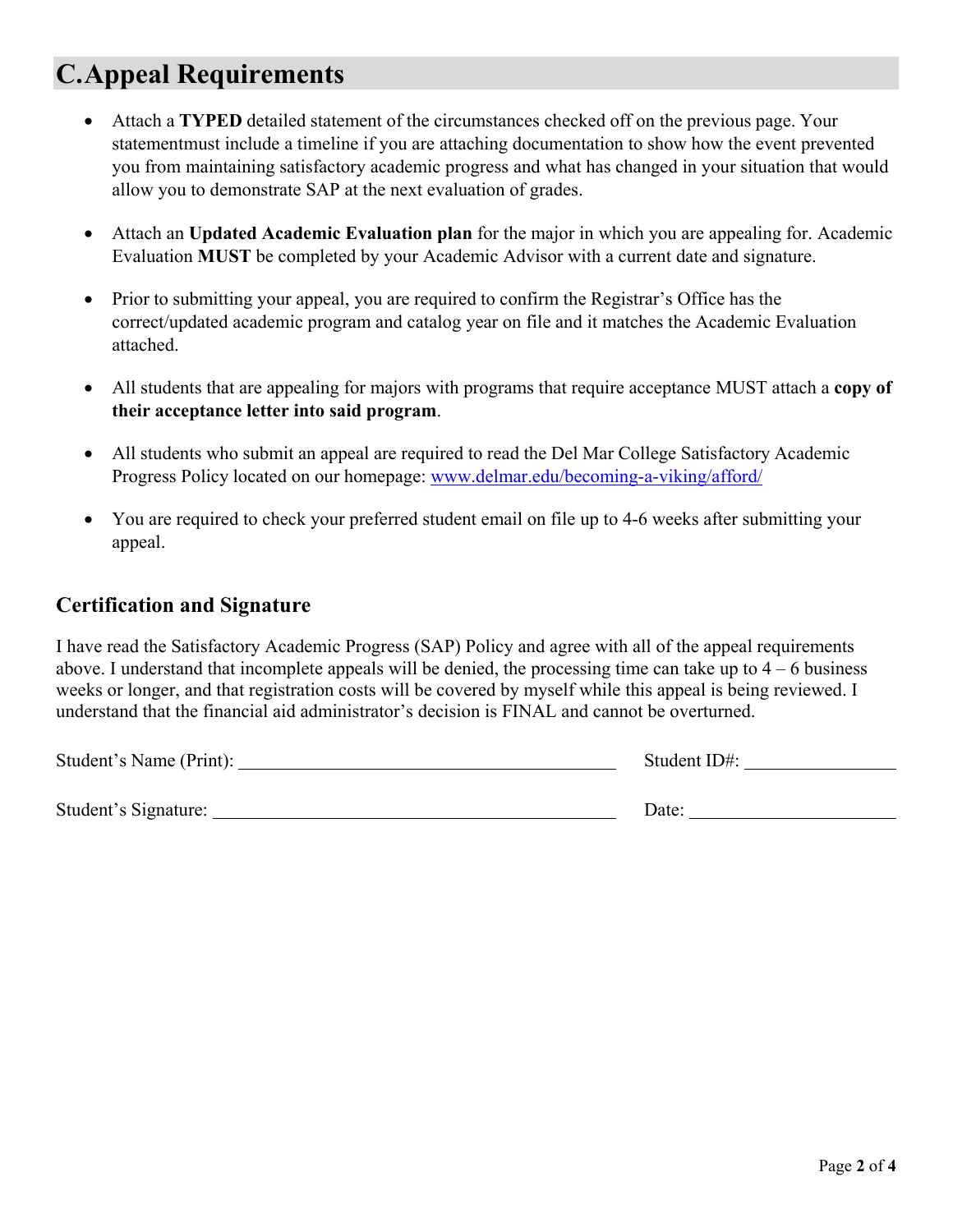## C. Appeal Requirements

- Attach a **TYPED** detailed statement of the circumstances checked off on the previous page. Your statementmust include a timeline if you are attaching documentation to show how the event prevented you from maintaining satisfactory academic progress and what has changed in your situation that would allow you to demonstrate SAP at the next evaluation of grades.
- Attach an **Updated Academic Evaluation plan** for the major in which you are appealing for. Academic Evaluation **MUST** be completed by your Academic Advisor with a current date and signature.
- Prior to submitting your appeal, you are required to confirm the Registrar's Office has the correct/updated academic program and catalog year on file and it matches the Academic Evaluation attached.
- All students that are appealing for majors with programs that require acceptance MUST attach a **copy of their acceptance letter into said program**.
- All students who submit an appeal are required to read the Del Mar College Satisfactory Academic Progress Policy located on our homepage: www.delmar.edu/becoming-a-viking/afford/
- You are required to check your preferred student email on file up to 4-6 weeks after submitting your appeal.

### Certification and Signature

I have read the Satisfactory Academic Progress (SAP) Policy and agree with all of the appeal requirements above. I understand that incomplete appeals will be denied, the processing time can take up to 4 – 6 business weeks or longer, and that registration costs will be covered by myself while this appeal is being reviewed. I understand that the financial aid administrator's decision is FINAL and cannot be overturned.

Student's Name (Print): ______________________________ Student ID#: ______________

Student's Signature: ______________________________ Date: ______________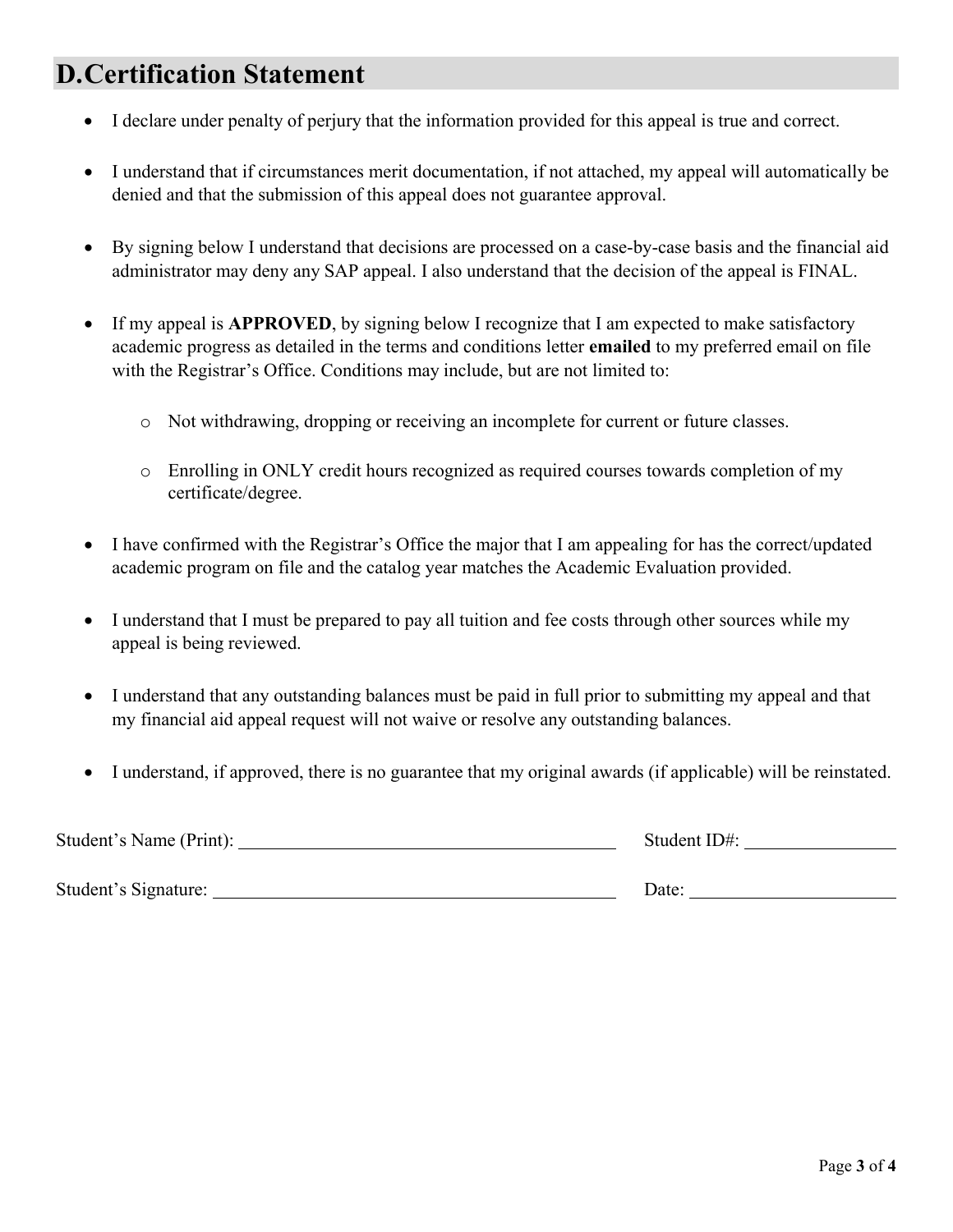## D. Certification Statement

- I declare under penalty of perjury that the information provided for this appeal is true and correct.

- I understand that if circumstances merit documentation, if not attached, my appeal will automatically be denied and that the submission of this appeal does not guarantee approval.

- By signing below I understand that decisions are processed on a case-by-case basis and the financial aid administrator may deny any SAP appeal. I also understand that the decision of the appeal is FINAL.

- If my appeal is **APPROVED**, by signing below I recognize that I am expected to make satisfactory academic progress as detailed in the terms and conditions letter **emailed** to my preferred email on file with the Registrar's Office. Conditions may include, but are not limited to:

  - Not withdrawing, dropping or receiving an incomplete for current or future classes.

  - Enrolling in ONLY credit hours recognized as required courses towards completion of my certificate/degree.

- I have confirmed with the Registrar's Office the major that I am appealing for has the correct/updated academic program on file and the catalog year matches the Academic Evaluation provided.

- I understand that I must be prepared to pay all tuition and fee costs through other sources while my appeal is being reviewed.

- I understand that any outstanding balances must be paid in full prior to submitting my appeal and that my financial aid appeal request will not waive or resolve any outstanding balances.

- I understand, if approved, there is no guarantee that my original awards (if applicable) will be reinstated.

Student's Name (Print): ________________________________________ Student ID#: ________________

Student's Signature: ____________________________________________ Date: ______________________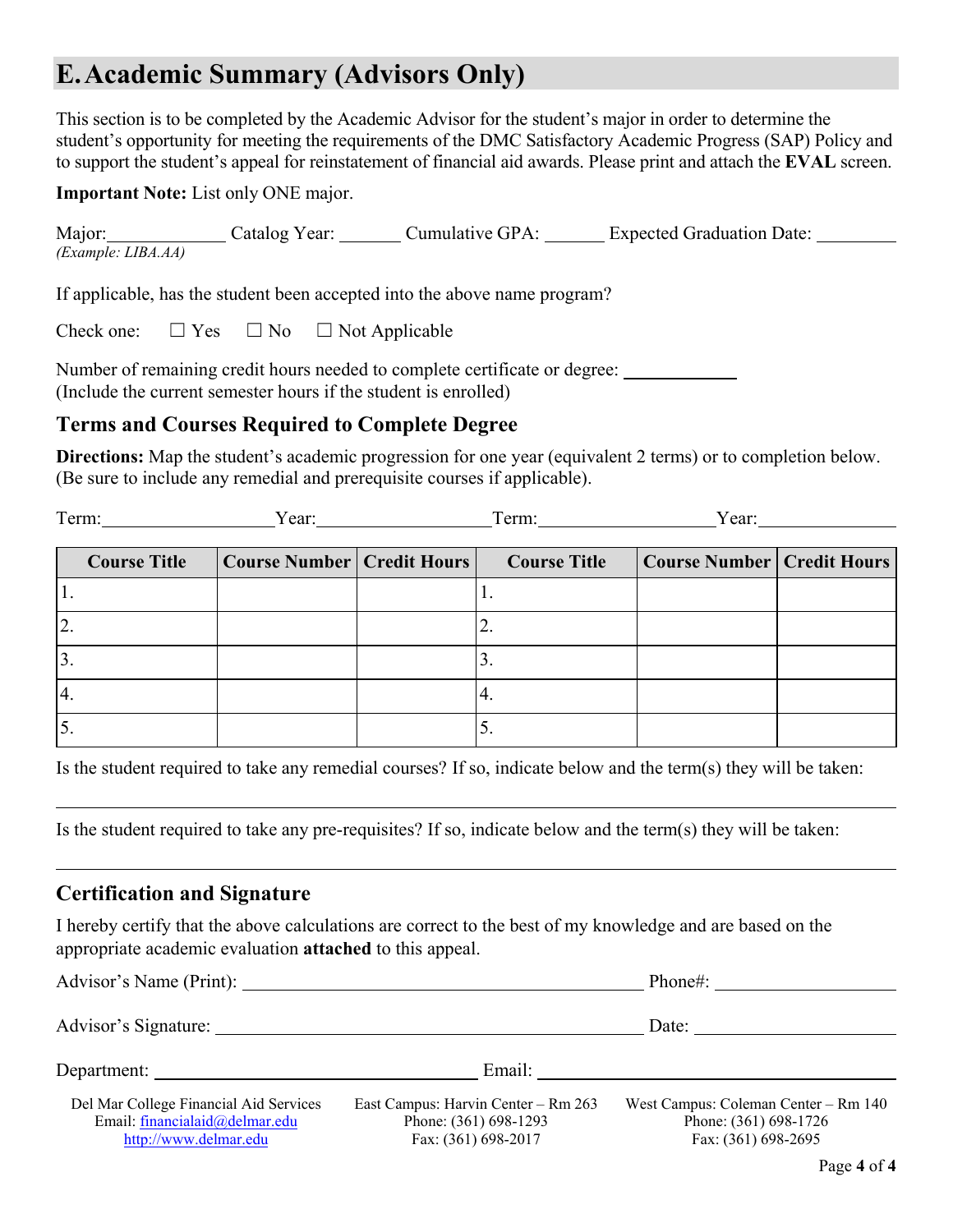# E. Academic Summary (Advisors Only)

This section is to be completed by the Academic Advisor for the student's major in order to determine the student's opportunity for meeting the requirements of the DMC Satisfactory Academic Progress (SAP) Policy and to support the student's appeal for reinstatement of financial aid awards. Please print and attach the **EVAL** screen.

**Important Note:** List only ONE major.

Major:____________ Catalog Year: ______ Cumulative GPA: ______ Expected Graduation Date: ________
*(Example: LIBA.AA)*

If applicable, has the student been accepted into the above name program?

Check one: ☐ Yes ☐ No ☐ Not Applicable

Number of remaining credit hours needed to complete certificate or degree: ____________
(Include the current semester hours if the student is enrolled)

## Terms and Courses Required to Complete Degree

**Directions:** Map the student's academic progression for one year (equivalent 2 terms) or to completion below. (Be sure to include any remedial and prerequisite courses if applicable).

Term:________________ Year:________________ Term:________________ Year:______________

| Course Title | Course Number | Credit Hours | Course Title | Course Number | Credit Hours |
|---|---|---|---|---|---|
| 1. | | | 1. | | |
| 2. | | | 2. | | |
| 3. | | | 3. | | |
| 4. | | | 4. | | |
| 5. | | | 5. | | |

Is the student required to take any remedial courses? If so, indicate below and the term(s) they will be taken:

______________________________________________________________________________

Is the student required to take any pre-requisites? If so, indicate below and the term(s) they will be taken:

______________________________________________________________________________

## Certification and Signature

I hereby certify that the above calculations are correct to the best of my knowledge and are based on the appropriate academic evaluation **attached** to this appeal.

Advisor's Name (Print): ________________________________________ Phone#: ________________

Advisor's Signature: ___________________________________________ Date: __________________

Department: ________________________________ Email: ______________________________________

Del Mar College Financial Aid Services
Email: financialaid@delmar.edu
http://www.delmar.edu

East Campus: Harvin Center – Rm 263
Phone: (361) 698-1293
Fax: (361) 698-2017

West Campus: Coleman Center – Rm 140
Phone: (361) 698-1726
Fax: (361) 698-2695